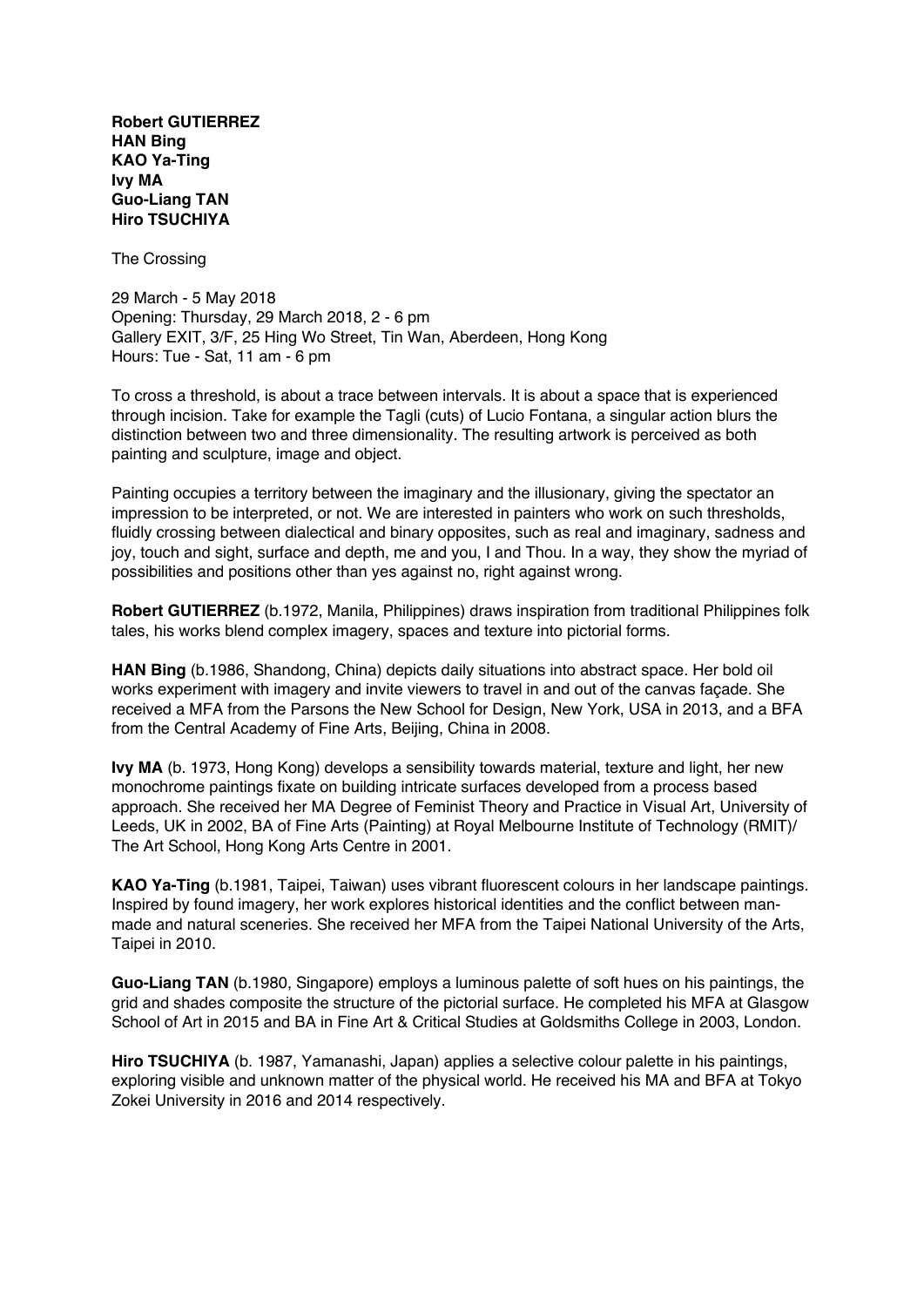**Robert GUTIERREZ**
**HAN Bing**
**KAO Ya-Ting**
**Ivy MA**
**Guo-Liang TAN**
**Hiro TSUCHIYA**

The Crossing

29 March - 5 May 2018
Opening: Thursday, 29 March 2018, 2 - 6 pm
Gallery EXIT, 3/F, 25 Hing Wo Street, Tin Wan, Aberdeen, Hong Kong
Hours: Tue - Sat, 11 am - 6 pm

To cross a threshold, is about a trace between intervals. It is about a space that is experienced through incision. Take for example the Tagli (cuts) of Lucio Fontana, a singular action blurs the distinction between two and three dimensionality. The resulting artwork is perceived as both painting and sculpture, image and object.

Painting occupies a territory between the imaginary and the illusionary, giving the spectator an impression to be interpreted, or not. We are interested in painters who work on such thresholds, fluidly crossing between dialectical and binary opposites, such as real and imaginary, sadness and joy, touch and sight, surface and depth, me and you, I and Thou. In a way, they show the myriad of possibilities and positions other than yes against no, right against wrong.

**Robert GUTIERREZ** (b.1972, Manila, Philippines) draws inspiration from traditional Philippines folk tales, his works blend complex imagery, spaces and texture into pictorial forms.

**HAN Bing** (b.1986, Shandong, China) depicts daily situations into abstract space. Her bold oil works experiment with imagery and invite viewers to travel in and out of the canvas façade. She received a MFA from the Parsons the New School for Design, New York, USA in 2013, and a BFA from the Central Academy of Fine Arts, Beijing, China in 2008.

**Ivy MA** (b. 1973, Hong Kong) develops a sensibility towards material, texture and light, her new monochrome paintings fixate on building intricate surfaces developed from a process based approach. She received her MA Degree of Feminist Theory and Practice in Visual Art, University of Leeds, UK in 2002, BA of Fine Arts (Painting) at Royal Melbourne Institute of Technology (RMIT)/ The Art School, Hong Kong Arts Centre in 2001.

**KAO Ya-Ting** (b.1981, Taipei, Taiwan) uses vibrant fluorescent colours in her landscape paintings. Inspired by found imagery, her work explores historical identities and the conflict between man-made and natural sceneries. She received her MFA from the Taipei National University of the Arts, Taipei in 2010.

**Guo-Liang TAN** (b.1980, Singapore) employs a luminous palette of soft hues on his paintings, the grid and shades composite the structure of the pictorial surface. He completed his MFA at Glasgow School of Art in 2015 and BA in Fine Art & Critical Studies at Goldsmiths College in 2003, London.

**Hiro TSUCHIYA** (b. 1987, Yamanashi, Japan) applies a selective colour palette in his paintings, exploring visible and unknown matter of the physical world. He received his MA and BFA at Tokyo Zokei University in 2016 and 2014 respectively.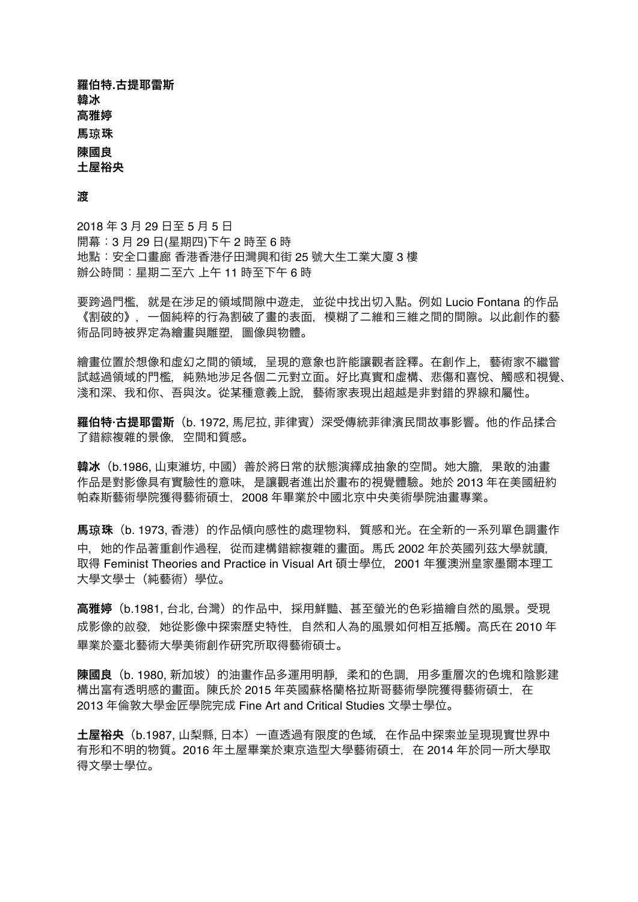**羅伯特.古提耶雷斯**
**韓冰**
**高雅婷**
**馬琼珠**
**陳國良**
**土屋裕央**

**渡**

2018 年 3 月 29 日至 5 月 5 日
開幕：3 月 29 日(星期四)下午 2 時至 6 時
地點：安全口畫廊 香港香港仔田灣興和街 25 號大生工業大廈 3 樓
辦公時間：星期二至六 上午 11 時至下午 6 時

要跨過門檻，就是在涉足的領域間隙中遊走，並從中找出切入點。例如 Lucio Fontana 的作品《割破的》，一個純粹的行為割破了畫的表面，模糊了二維和三維之間的間隙。以此創作的藝術品同時被界定為繪畫與雕塑，圖像與物體。

繪畫位置於想像和虛幻之間的領域，呈現的意象也許能讓觀者詮釋。在創作上，藝術家不繼嘗試越過領域的門檻，純熟地涉足各個二元對立面。好比真實和虛構、悲傷和喜悅、觸感和視覺、淺和深、我和你、吾與汝。從某種意義上說，藝術家表現出超越是非對錯的界線和屬性。

**羅伯特·古提耶雷斯**（b. 1972, 馬尼拉, 菲律賓）深受傳統菲律濱民間故事影響。他的作品揉合了錯綜複雜的景像，空間和質感。

**韓冰**（b.1986, 山東濰坊, 中國）善於將日常的狀態演繹成抽象的空間。她大膽，果敢的油畫作品是對影像具有實驗性的意味，是讓觀者進出於畫布的視覺體驗。她於 2013 年在美國紐約帕森斯藝術學院獲得藝術碩士，2008 年畢業於中國北京中央美術學院油畫專業。

**馬琼珠**（b. 1973, 香港）的作品傾向感性的處理物料，質感和光。在全新的一系列單色調畫作中，她的作品著重創作過程，從而建構錯綜複雜的畫面。馬氏 2002 年於英國列茲大學就讀，取得 Feminist Theories and Practice in Visual Art 碩士學位，2001 年獲澳洲皇家墨爾本理工大學文學士（純藝術）學位。

**高雅婷**（b.1981, 台北, 台灣）的作品中，採用鮮豔、甚至螢光的色彩描繪自然的風景。受現成影像的啟發，她從影像中探索歷史特性，自然和人為的風景如何相互抵觸。高氏在 2010 年畢業於臺北藝術大學美術創作研究所取得藝術碩士。

**陳國良**（b. 1980, 新加坡）的油畫作品多運用明靜，柔和的色調，用多重層次的色塊和陰影建構出富有透明感的畫面。陳氏於 2015 年英國蘇格蘭格拉斯哥藝術學院獲得藝術碩士，在 2013 年倫敦大學金匠學院完成 Fine Art and Critical Studies 文學士學位。

**土屋裕央**（b.1987, 山梨縣, 日本）一直透過有限度的色域，在作品中探索並呈現現實世界中有形和不明的物質。2016 年土屋畢業於東京造型大學藝術碩士，在 2014 年於同一所大學取得文學士學位。